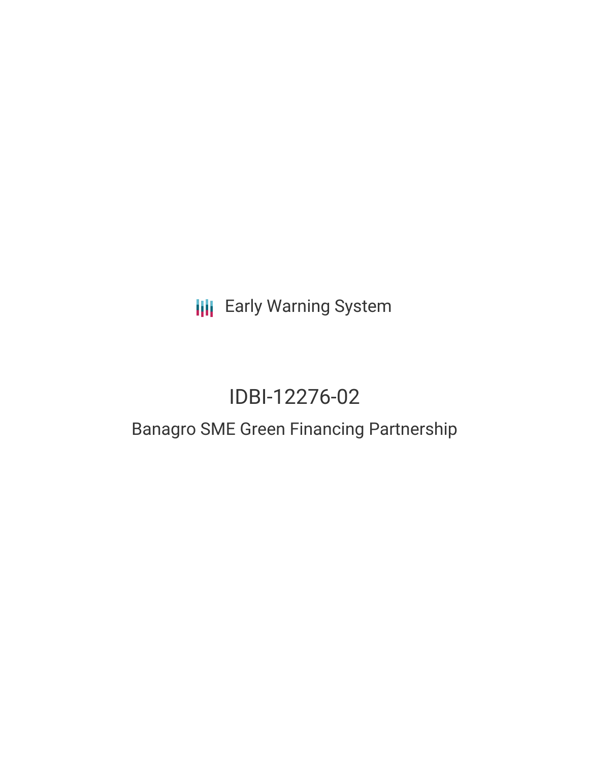Early Warning System

# IDBI-12276-02

## Banagro SME Green Financing Partnership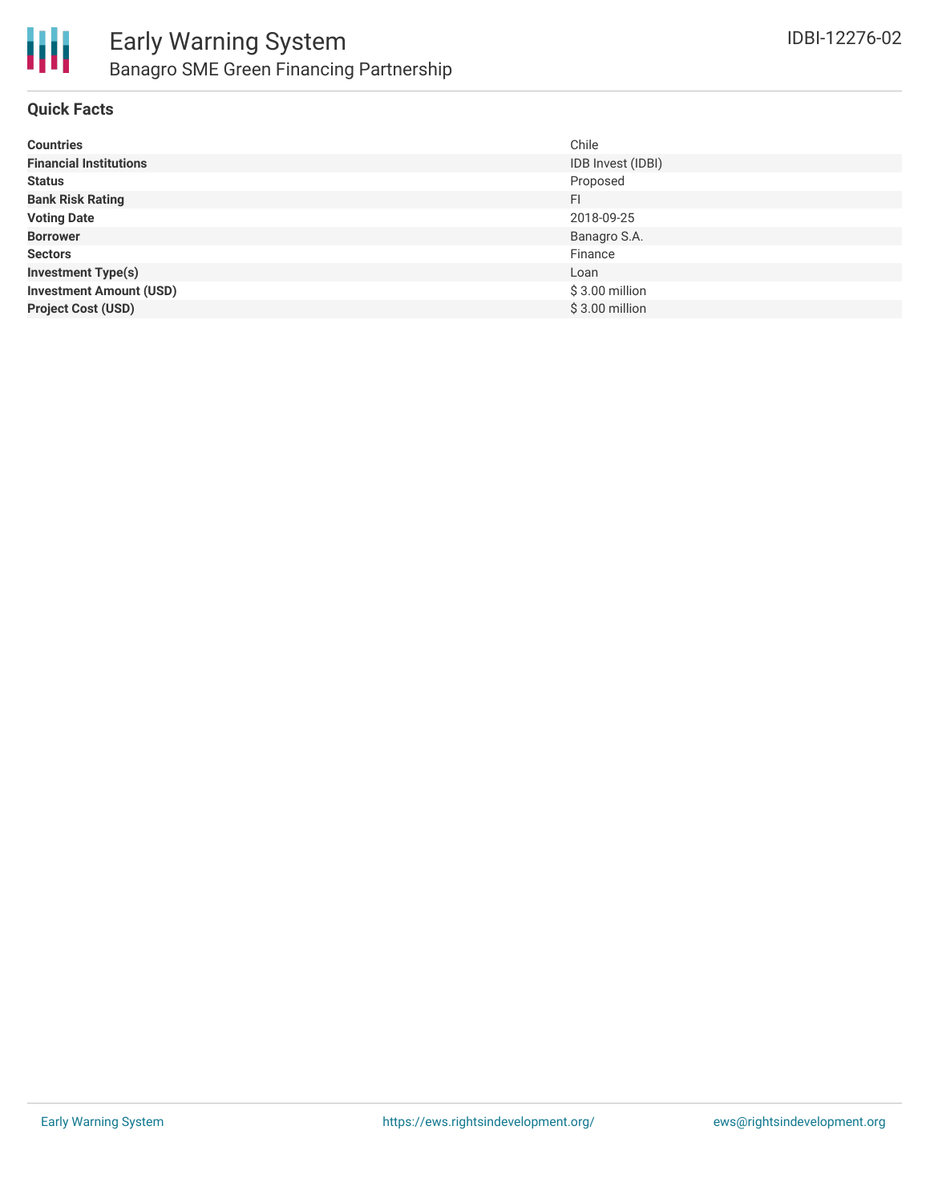# Early Warning System

## Banagro SME Green Financing Partnership

IDBI-12276-02

### Quick Facts

| | |
|---|---|
| **Countries** | Chile |
| **Financial Institutions** | IDB Invest (IDBI) |
| **Status** | Proposed |
| **Bank Risk Rating** | FI |
| **Voting Date** | 2018-09-25 |
| **Borrower** | Banagro S.A. |
| **Sectors** | Finance |
| **Investment Type(s)** | Loan |
| **Investment Amount (USD)** | $ 3.00 million |
| **Project Cost (USD)** | $ 3.00 million |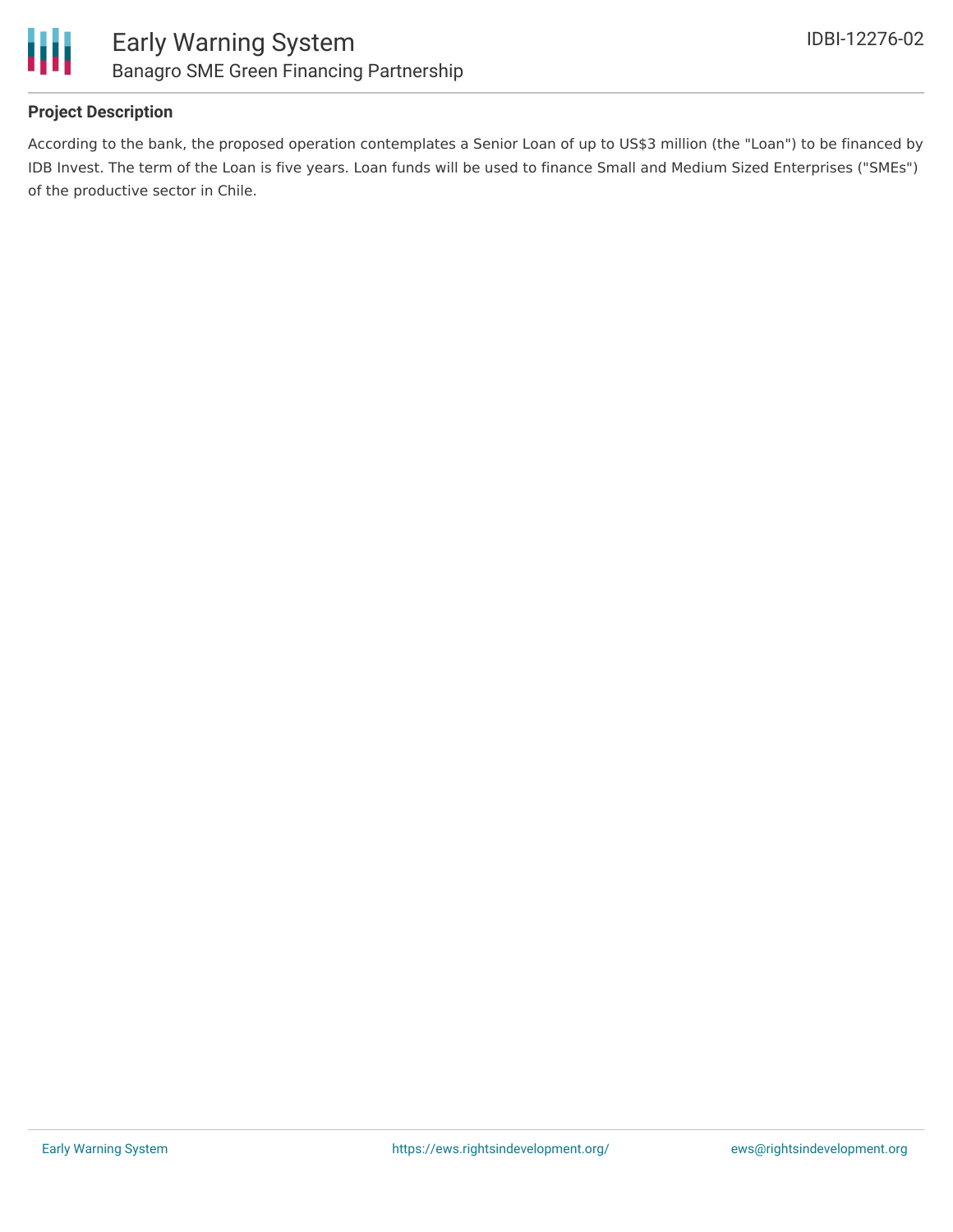**Project Description**

According to the bank, the proposed operation contemplates a Senior Loan of up to US$3 million (the "Loan") to be financed by IDB Invest. The term of the Loan is five years. Loan funds will be used to finance Small and Medium Sized Enterprises ("SMEs") of the productive sector in Chile.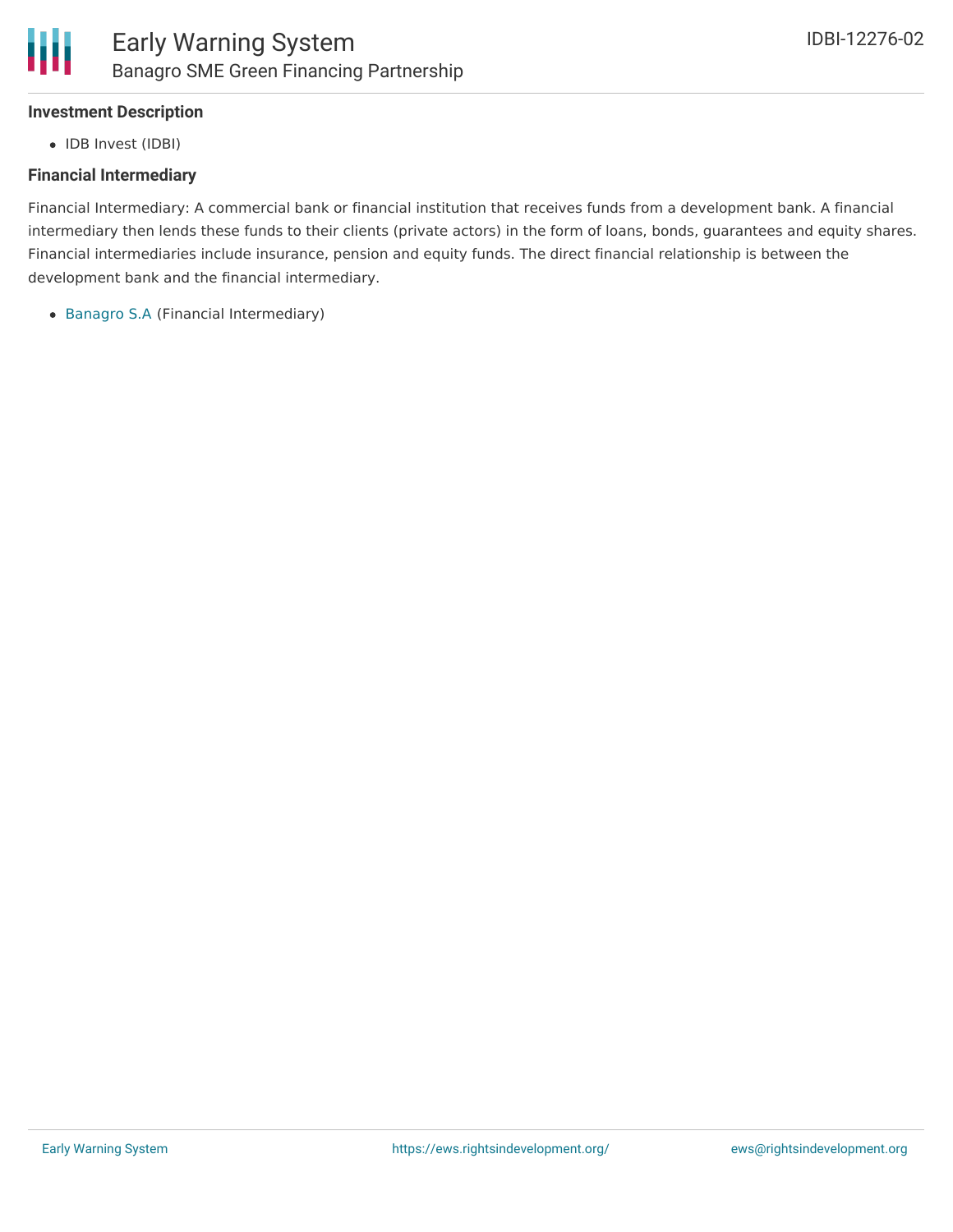### Investment Description

- IDB Invest (IDBI)

### Financial Intermediary

Financial Intermediary: A commercial bank or financial institution that receives funds from a development bank. A financial intermediary then lends these funds to their clients (private actors) in the form of loans, bonds, guarantees and equity shares. Financial intermediaries include insurance, pension and equity funds. The direct financial relationship is between the development bank and the financial intermediary.

- Banagro S.A (Financial Intermediary)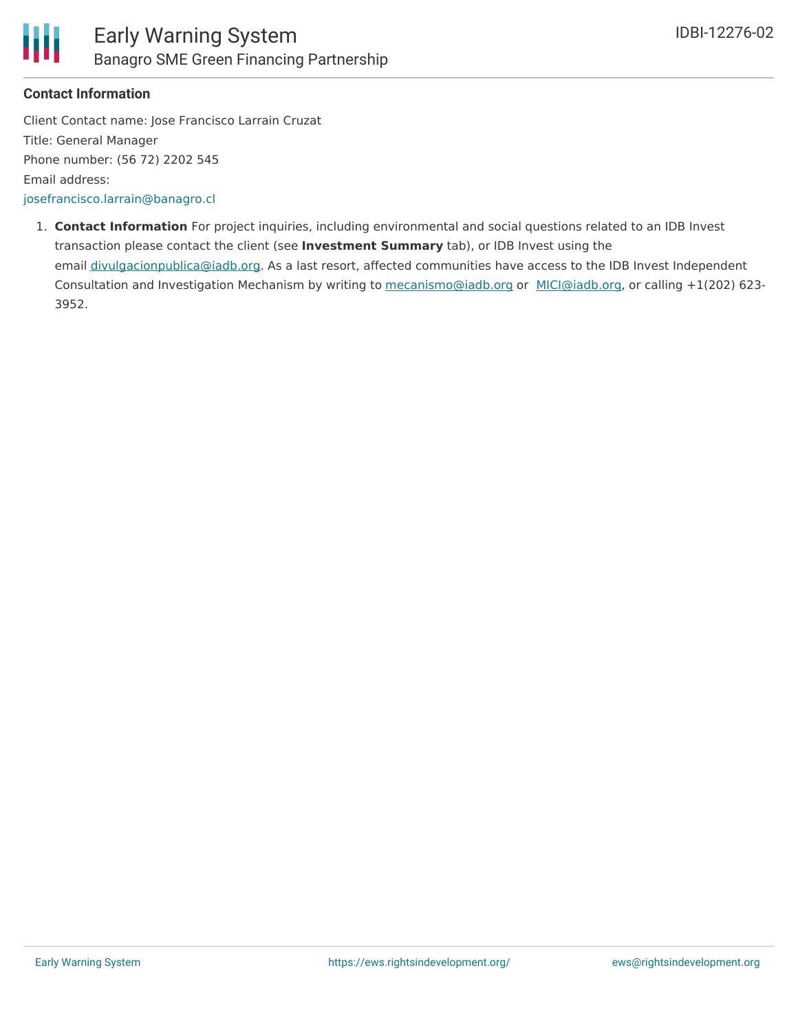### Contact Information

Client Contact name: Jose Francisco Larrain Cruzat

Title: General Manager

Phone number: (56 72) 2202 545

Email address:

josefrancisco.larrain@banagro.cl

1. **Contact Information** For project inquiries, including environmental and social questions related to an IDB Invest transaction please contact the client (see **Investment Summary** tab), or IDB Invest using the email divulgacionpublica@iadb.org. As a last resort, affected communities have access to the IDB Invest Independent Consultation and Investigation Mechanism by writing to mecanismo@iadb.org or MICI@iadb.org, or calling +1(202) 623-3952.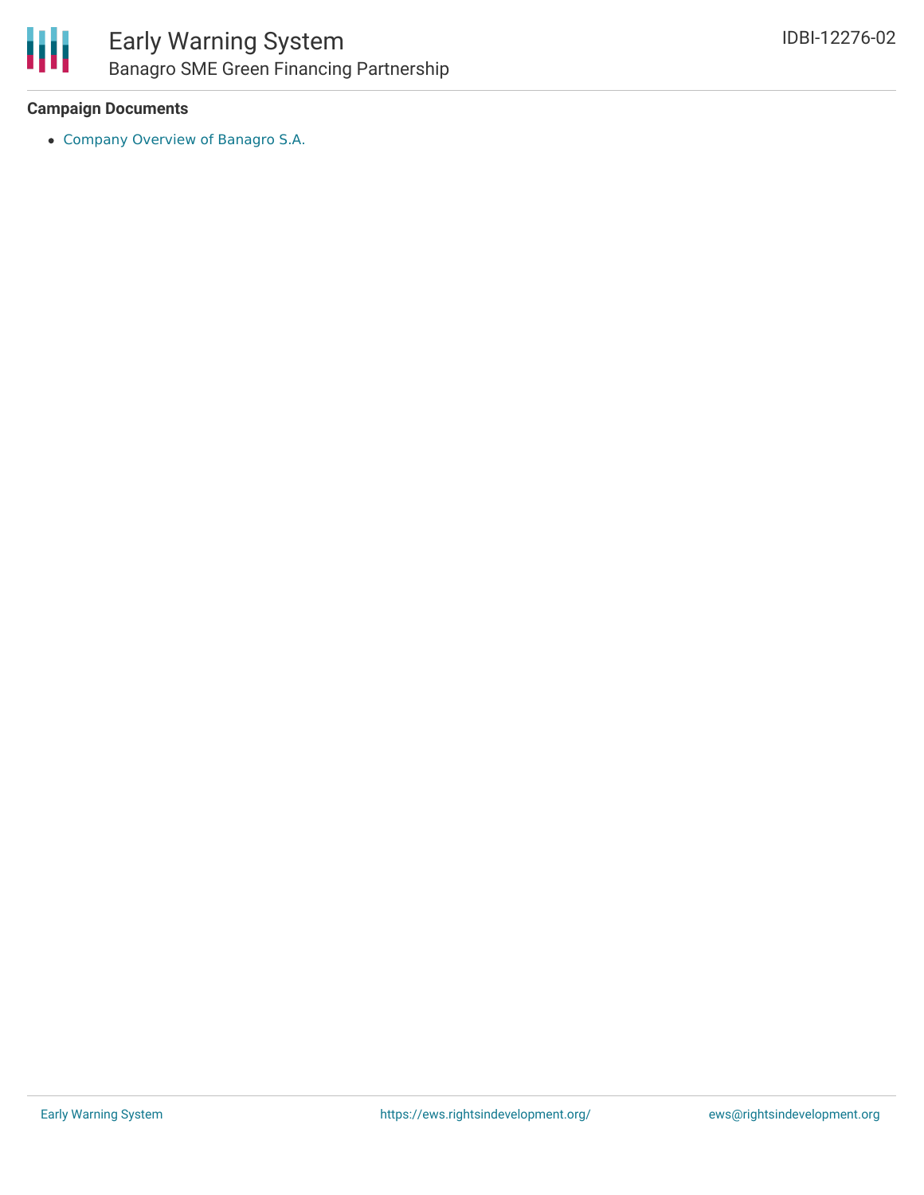**Campaign Documents**

- Company Overview of Banagro S.A.